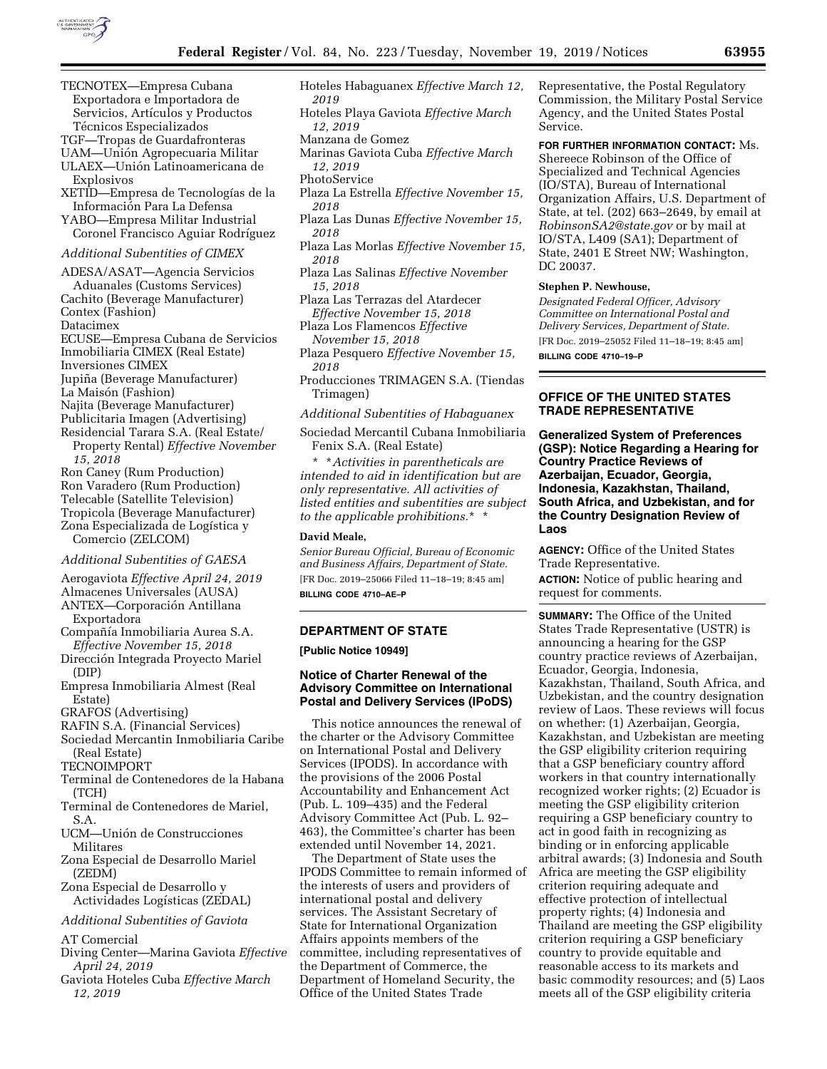TECNOTEX—Empresa Cubana Exportadora e Importadora de Servicios, Artículos y Productos Técnicos Especializados

TGF—Tropas de Guardafronteras

UAM—Unión Agropecuaria Militar

ULAEX—Unión Latinoamericana de Explosivos

XETID—Empresa de Tecnologías de la Información Para La Defensa

YABO—Empresa Militar Industrial Coronel Francisco Aguiar Rodríguez

*Additional Subentities of CIMEX*

ADESA/ASAT—Agencia Servicios Aduanales (Customs Services)

Cachito (Beverage Manufacturer)

Contex (Fashion)

Datacimex

ECUSE—Empresa Cubana de Servicios

Inmobiliaria CIMEX (Real Estate)

Inversiones CIMEX

Jupiña (Beverage Manufacturer)

La Maisón (Fashion)

Najita (Beverage Manufacturer)

Publicitaria Imagen (Advertising)

Residencial Tarara S.A. (Real Estate/Property Rental) *Effective November 15, 2018*

Ron Caney (Rum Production)

Ron Varadero (Rum Production)

Telecable (Satellite Television)

Tropicola (Beverage Manufacturer)

Zona Especializada de Logística y Comercio (ZELCOM)

*Additional Subentities of GAESA*

Aerogaviota *Effective April 24, 2019*

Almacenes Universales (AUSA)

ANTEX—Corporación Antillana Exportadora

Compañía Inmobiliaria Aurea S.A. *Effective November 15, 2018*

Dirección Integrada Proyecto Mariel (DIP)

Empresa Inmobiliaria Almest (Real Estate)

GRAFOS (Advertising)

RAFIN S.A. (Financial Services)

Sociedad Mercantin Inmobiliaria Caribe (Real Estate)

TECNOIMPORT

Terminal de Contenedores de la Habana (TCH)

Terminal de Contenedores de Mariel, S.A.

UCM—Unión de Construcciones Militares

Zona Especial de Desarrollo Mariel (ZEDM)

Zona Especial de Desarrollo y Actividades Logísticas (ZEDAL)

*Additional Subentities of Gaviota*

AT Comercial

Diving Center—Marina Gaviota *Effective April 24, 2019*

Gaviota Hoteles Cuba *Effective March 12, 2019*

Hoteles Habaguanex *Effective March 12, 2019*

Hoteles Playa Gaviota *Effective March 12, 2019*

Manzana de Gomez

Marinas Gaviota Cuba *Effective March 12, 2019*

PhotoService

Plaza La Estrella *Effective November 15, 2018*

Plaza Las Dunas *Effective November 15, 2018*

Plaza Las Morlas *Effective November 15, 2018*

Plaza Las Salinas *Effective November 15, 2018*

Plaza Las Terrazas del Atardecer *Effective November 15, 2018*

Plaza Los Flamencos *Effective November 15, 2018*

Plaza Pesquero *Effective November 15, 2018*

Producciones TRIMAGEN S.A. (Tiendas Trimagen)

*Additional Subentities of Habaguanex*

Sociedad Mercantil Cubana Inmobiliaria Fenix S.A. (Real Estate)

* *Activities in parentheticals are intended to aid in identification but are only representative. All activities of listed entities and subentities are subject to the applicable prohibitions.* *

**David Meale,**

*Senior Bureau Official, Bureau of Economic and Business Affairs, Department of State.*

[FR Doc. 2019–25066 Filed 11–18–19; 8:45 am]

**BILLING CODE 4710–AE–P**

## DEPARTMENT OF STATE

**[Public Notice 10949]**

### Notice of Charter Renewal of the Advisory Committee on International Postal and Delivery Services (IPoDS)

This notice announces the renewal of the charter or the Advisory Committee on International Postal and Delivery Services (IPODS). In accordance with the provisions of the 2006 Postal Accountability and Enhancement Act (Pub. L. 109–435) and the Federal Advisory Committee Act (Pub. L. 92–463), the Committee's charter has been extended until November 14, 2021.

The Department of State uses the IPODS Committee to remain informed of the interests of users and providers of international postal and delivery services. The Assistant Secretary of State for International Organization Affairs appoints members of the committee, including representatives of the Department of Commerce, the Department of Homeland Security, the Office of the United States Trade Representative, the Postal Regulatory Commission, the Military Postal Service Agency, and the United States Postal Service.

**FOR FURTHER INFORMATION CONTACT:** Ms. Shereece Robinson of the Office of Specialized and Technical Agencies (IO/STA), Bureau of International Organization Affairs, U.S. Department of State, at tel. (202) 663–2649, by email at *RobinsonSA2@state.gov* or by mail at IO/STA, L409 (SA1); Department of State, 2401 E Street NW; Washington, DC 20037.

**Stephen P. Newhouse,**

*Designated Federal Officer, Advisory Committee on International Postal and Delivery Services, Department of State.*

[FR Doc. 2019–25052 Filed 11–18–19; 8:45 am]

**BILLING CODE 4710–19–P**

## OFFICE OF THE UNITED STATES TRADE REPRESENTATIVE

### Generalized System of Preferences (GSP): Notice Regarding a Hearing for Country Practice Reviews of Azerbaijan, Ecuador, Georgia, Indonesia, Kazakhstan, Thailand, South Africa, and Uzbekistan, and for the Country Designation Review of Laos

**AGENCY:** Office of the United States Trade Representative.

**ACTION:** Notice of public hearing and request for comments.

**SUMMARY:** The Office of the United States Trade Representative (USTR) is announcing a hearing for the GSP country practice reviews of Azerbaijan, Ecuador, Georgia, Indonesia, Kazakhstan, Thailand, South Africa, and Uzbekistan, and the country designation review of Laos. These reviews will focus on whether: (1) Azerbaijan, Georgia, Kazakhstan, and Uzbekistan are meeting the GSP eligibility criterion requiring that a GSP beneficiary country afford workers in that country internationally recognized worker rights; (2) Ecuador is meeting the GSP eligibility criterion requiring a GSP beneficiary country to act in good faith in recognizing as binding or in enforcing applicable arbitral awards; (3) Indonesia and South Africa are meeting the GSP eligibility criterion requiring adequate and effective protection of intellectual property rights; (4) Indonesia and Thailand are meeting the GSP eligibility criterion requiring a GSP beneficiary country to provide equitable and reasonable access to its markets and basic commodity resources; and (5) Laos meets all of the GSP eligibility criteria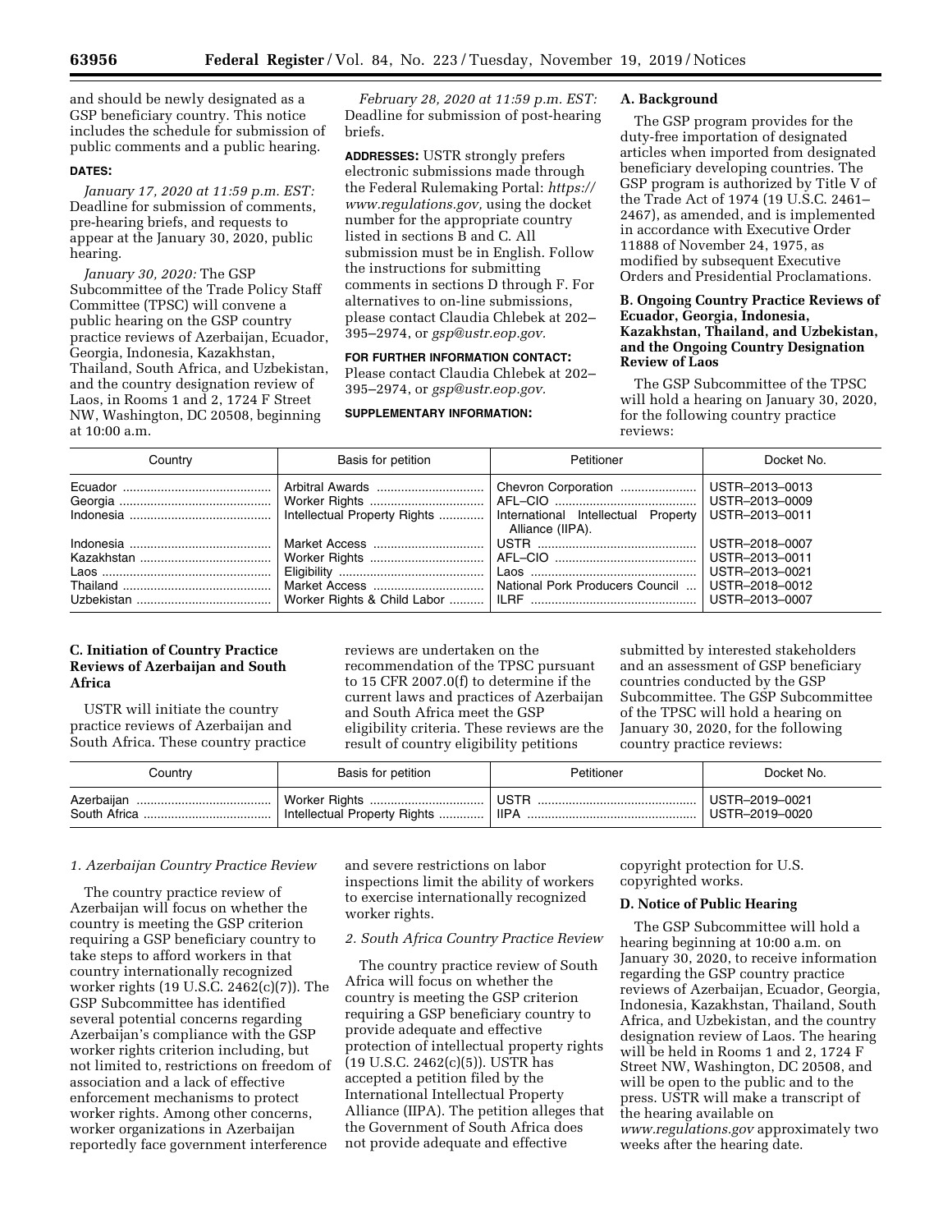and should be newly designated as a GSP beneficiary country. This notice includes the schedule for submission of public comments and a public hearing.

**DATES:**

*January 17, 2020 at 11:59 p.m. EST:* Deadline for submission of comments, pre-hearing briefs, and requests to appear at the January 30, 2020, public hearing.

*January 30, 2020:* The GSP Subcommittee of the Trade Policy Staff Committee (TPSC) will convene a public hearing on the GSP country practice reviews of Azerbaijan, Ecuador, Georgia, Indonesia, Kazakhstan, Thailand, South Africa, and Uzbekistan, and the country designation review of Laos, in Rooms 1 and 2, 1724 F Street NW, Washington, DC 20508, beginning at 10:00 a.m.

*February 28, 2020 at 11:59 p.m. EST:* Deadline for submission of post-hearing briefs.

**ADDRESSES:** USTR strongly prefers electronic submissions made through the Federal Rulemaking Portal: *https://www.regulations.gov,* using the docket number for the appropriate country listed in sections B and C. All submission must be in English. Follow the instructions for submitting comments in sections D through F. For alternatives to on-line submissions, please contact Claudia Chlebek at 202–395–2974, or *gsp@ustr.eop.gov.*

**FOR FURTHER INFORMATION CONTACT:** Please contact Claudia Chlebek at 202–395–2974, or *gsp@ustr.eop.gov.*

**SUPPLEMENTARY INFORMATION:**

**A. Background**

The GSP program provides for the duty-free importation of designated articles when imported from designated beneficiary developing countries. The GSP program is authorized by Title V of the Trade Act of 1974 (19 U.S.C. 2461–2467), as amended, and is implemented in accordance with Executive Order 11888 of November 24, 1975, as modified by subsequent Executive Orders and Presidential Proclamations.

**B. Ongoing Country Practice Reviews of Ecuador, Georgia, Indonesia, Kazakhstan, Thailand, and Uzbekistan, and the Ongoing Country Designation Review of Laos**

The GSP Subcommittee of the TPSC will hold a hearing on January 30, 2020, for the following country practice reviews:

| Country | Basis for petition | Petitioner | Docket No. |
|---|---|---|---|
| Ecuador | Arbitral Awards | Chevron Corporation | USTR–2013–0013 |
| Georgia | Worker Rights | AFL–CIO | USTR–2013–0009 |
| Indonesia | Intellectual Property Rights | International Intellectual Property Alliance (IIPA). | USTR–2013–0011 |
| Indonesia | Market Access | USTR | USTR–2018–0007 |
| Kazakhstan | Worker Rights | AFL–CIO | USTR–2013–0011 |
| Laos | Eligibility | Laos | USTR–2013–0021 |
| Thailand | Market Access | National Pork Producers Council | USTR–2018–0012 |
| Uzbekistan | Worker Rights & Child Labor | ILRF | USTR–2013–0007 |

**C. Initiation of Country Practice Reviews of Azerbaijan and South Africa**

USTR will initiate the country practice reviews of Azerbaijan and South Africa. These country practice reviews are undertaken on the recommendation of the TPSC pursuant to 15 CFR 2007.0(f) to determine if the current laws and practices of Azerbaijan and South Africa meet the GSP eligibility criteria. These reviews are the result of country eligibility petitions submitted by interested stakeholders and an assessment of GSP beneficiary countries conducted by the GSP Subcommittee. The GSP Subcommittee of the TPSC will hold a hearing on January 30, 2020, for the following country practice reviews:

| Country | Basis for petition | Petitioner | Docket No. |
|---|---|---|---|
| Azerbaijan | Worker Rights | USTR | USTR–2019–0021 |
| South Africa | Intellectual Property Rights | IIPA | USTR–2019–0020 |

*1. Azerbaijan Country Practice Review*

The country practice review of Azerbaijan will focus on whether the country is meeting the GSP criterion requiring a GSP beneficiary country to take steps to afford workers in that country internationally recognized worker rights (19 U.S.C. 2462(c)(7)). The GSP Subcommittee has identified several potential concerns regarding Azerbaijan's compliance with the GSP worker rights criterion including, but not limited to, restrictions on freedom of association and a lack of effective enforcement mechanisms to protect worker rights. Among other concerns, worker organizations in Azerbaijan reportedly face government interference and severe restrictions on labor inspections limit the ability of workers to exercise internationally recognized worker rights.

*2. South Africa Country Practice Review*

The country practice review of South Africa will focus on whether the country is meeting the GSP criterion requiring a GSP beneficiary country to provide adequate and effective protection of intellectual property rights (19 U.S.C. 2462(c)(5)). USTR has accepted a petition filed by the International Intellectual Property Alliance (IIPA). The petition alleges that the Government of South Africa does not provide adequate and effective copyright protection for U.S. copyrighted works.

**D. Notice of Public Hearing**

The GSP Subcommittee will hold a hearing beginning at 10:00 a.m. on January 30, 2020, to receive information regarding the GSP country practice reviews of Azerbaijan, Ecuador, Georgia, Indonesia, Kazakhstan, Thailand, South Africa, and Uzbekistan, and the country designation review of Laos. The hearing will be held in Rooms 1 and 2, 1724 F Street NW, Washington, DC 20508, and will be open to the public and to the press. USTR will make a transcript of the hearing available on *www.regulations.gov* approximately two weeks after the hearing date.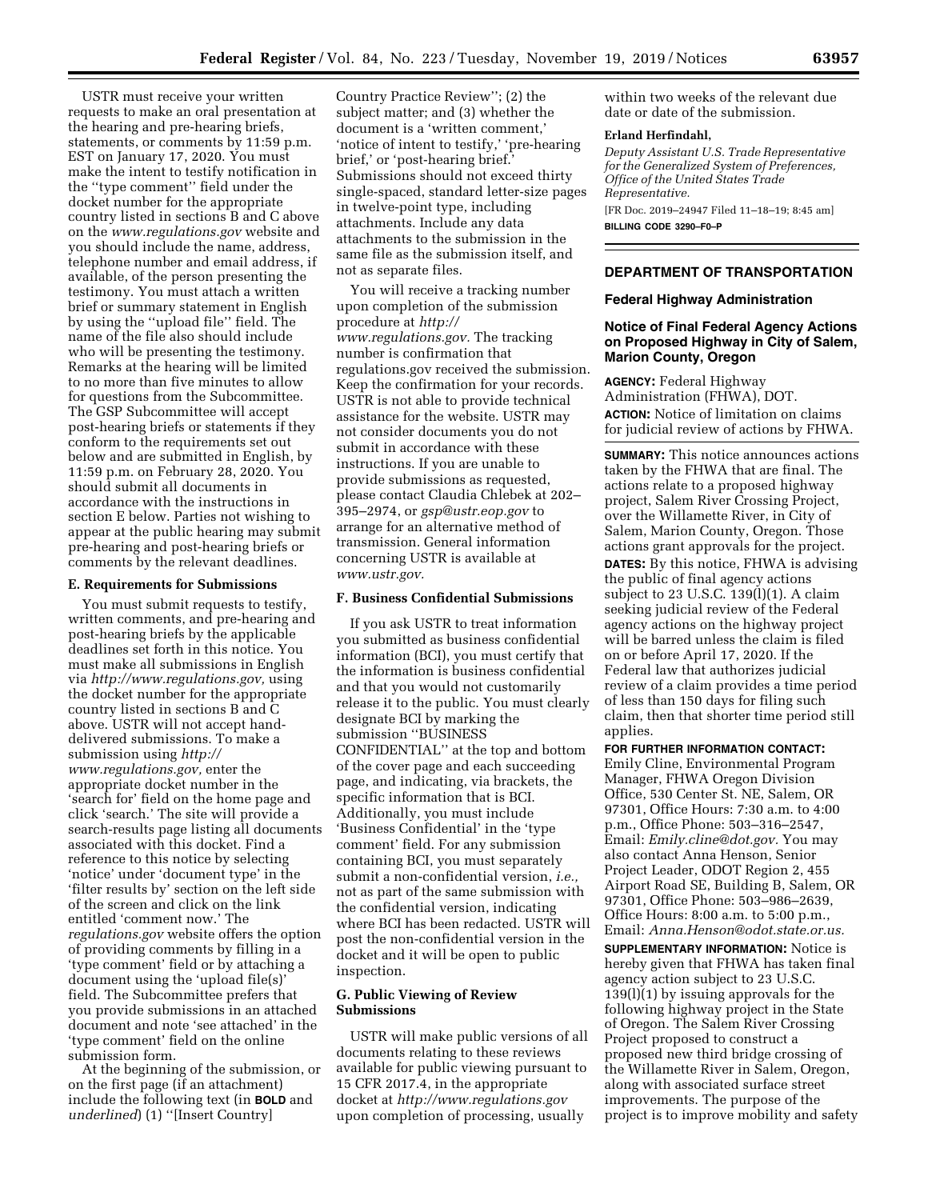USTR must receive your written requests to make an oral presentation at the hearing and pre-hearing briefs, statements, or comments by 11:59 p.m. EST on January 17, 2020. You must make the intent to testify notification in the ''type comment'' field under the docket number for the appropriate country listed in sections B and C above on the *www.regulations.gov* website and you should include the name, address, telephone number and email address, if available, of the person presenting the testimony. You must attach a written brief or summary statement in English by using the ''upload file'' field. The name of the file also should include who will be presenting the testimony. Remarks at the hearing will be limited to no more than five minutes to allow for questions from the Subcommittee. The GSP Subcommittee will accept post-hearing briefs or statements if they conform to the requirements set out below and are submitted in English, by 11:59 p.m. on February 28, 2020. You should submit all documents in accordance with the instructions in section E below. Parties not wishing to appear at the public hearing may submit pre-hearing and post-hearing briefs or comments by the relevant deadlines.

### E. Requirements for Submissions

You must submit requests to testify, written comments, and pre-hearing and post-hearing briefs by the applicable deadlines set forth in this notice. You must make all submissions in English via *http://www.regulations.gov,* using the docket number for the appropriate country listed in sections B and C above. USTR will not accept hand-delivered submissions. To make a submission using *http://www.regulations.gov,* enter the appropriate docket number in the 'search for' field on the home page and click 'search.' The site will provide a search-results page listing all documents associated with this docket. Find a reference to this notice by selecting 'notice' under 'document type' in the 'filter results by' section on the left side of the screen and click on the link entitled 'comment now.' The *regulations.gov* website offers the option of providing comments by filling in a 'type comment' field or by attaching a document using the 'upload file(s)' field. The Subcommittee prefers that you provide submissions in an attached document and note 'see attached' in the 'type comment' field on the online submission form.

At the beginning of the submission, or on the first page (if an attachment) include the following text (in **BOLD** and *underlined*) (1) ''[Insert Country] Country Practice Review''; (2) the subject matter; and (3) whether the document is a 'written comment,' 'notice of intent to testify,' 'pre-hearing brief,' or 'post-hearing brief.' Submissions should not exceed thirty single-spaced, standard letter-size pages in twelve-point type, including attachments. Include any data attachments to the submission in the same file as the submission itself, and not as separate files.

You will receive a tracking number upon completion of the submission procedure at *http://www.regulations.gov.* The tracking number is confirmation that regulations.gov received the submission. Keep the confirmation for your records. USTR is not able to provide technical assistance for the website. USTR may not consider documents you do not submit in accordance with these instructions. If you are unable to provide submissions as requested, please contact Claudia Chlebek at 202–395–2974, or *gsp@ustr.eop.gov* to arrange for an alternative method of transmission. General information concerning USTR is available at *www.ustr.gov.*

### F. Business Confidential Submissions

If you ask USTR to treat information you submitted as business confidential information (BCI), you must certify that the information is business confidential and that you would not customarily release it to the public. You must clearly designate BCI by marking the submission ''BUSINESS CONFIDENTIAL'' at the top and bottom of the cover page and each succeeding page, and indicating, via brackets, the specific information that is BCI. Additionally, you must include 'Business Confidential' in the 'type comment' field. For any submission containing BCI, you must separately submit a non-confidential version, *i.e.,* not as part of the same submission with the confidential version, indicating where BCI has been redacted. USTR will post the non-confidential version in the docket and it will be open to public inspection.

### G. Public Viewing of Review Submissions

USTR will make public versions of all documents relating to these reviews available for public viewing pursuant to 15 CFR 2017.4, in the appropriate docket at *http://www.regulations.gov* upon completion of processing, usually within two weeks of the relevant due date or date of the submission.

**Erland Herfindahl,**

*Deputy Assistant U.S. Trade Representative for the Generalized System of Preferences, Office of the United States Trade Representative.*

[FR Doc. 2019–24947 Filed 11–18–19; 8:45 am]

**BILLING CODE 3290–F0–P**

## DEPARTMENT OF TRANSPORTATION

### Federal Highway Administration

### Notice of Final Federal Agency Actions on Proposed Highway in City of Salem, Marion County, Oregon

**AGENCY:** Federal Highway Administration (FHWA), DOT.

**ACTION:** Notice of limitation on claims for judicial review of actions by FHWA.

**SUMMARY:** This notice announces actions taken by the FHWA that are final. The actions relate to a proposed highway project, Salem River Crossing Project, over the Willamette River, in City of Salem, Marion County, Oregon. Those actions grant approvals for the project.

**DATES:** By this notice, FHWA is advising the public of final agency actions subject to 23 U.S.C. 139(l)(1). A claim seeking judicial review of the Federal agency actions on the highway project will be barred unless the claim is filed on or before April 17, 2020. If the Federal law that authorizes judicial review of a claim provides a time period of less than 150 days for filing such claim, then that shorter time period still applies.

**FOR FURTHER INFORMATION CONTACT:** Emily Cline, Environmental Program Manager, FHWA Oregon Division Office, 530 Center St. NE, Salem, OR 97301, Office Hours: 7:30 a.m. to 4:00 p.m., Office Phone: 503–316–2547, Email: *Emily.cline@dot.gov.* You may also contact Anna Henson, Senior Project Leader, ODOT Region 2, 455 Airport Road SE, Building B, Salem, OR 97301, Office Phone: 503–986–2639, Office Hours: 8:00 a.m. to 5:00 p.m., Email: *Anna.Henson@odot.state.or.us.*

**SUPPLEMENTARY INFORMATION:** Notice is hereby given that FHWA has taken final agency action subject to 23 U.S.C. 139(l)(1) by issuing approvals for the following highway project in the State of Oregon. The Salem River Crossing Project proposed to construct a proposed new third bridge crossing of the Willamette River in Salem, Oregon, along with associated surface street improvements. The purpose of the project is to improve mobility and safety